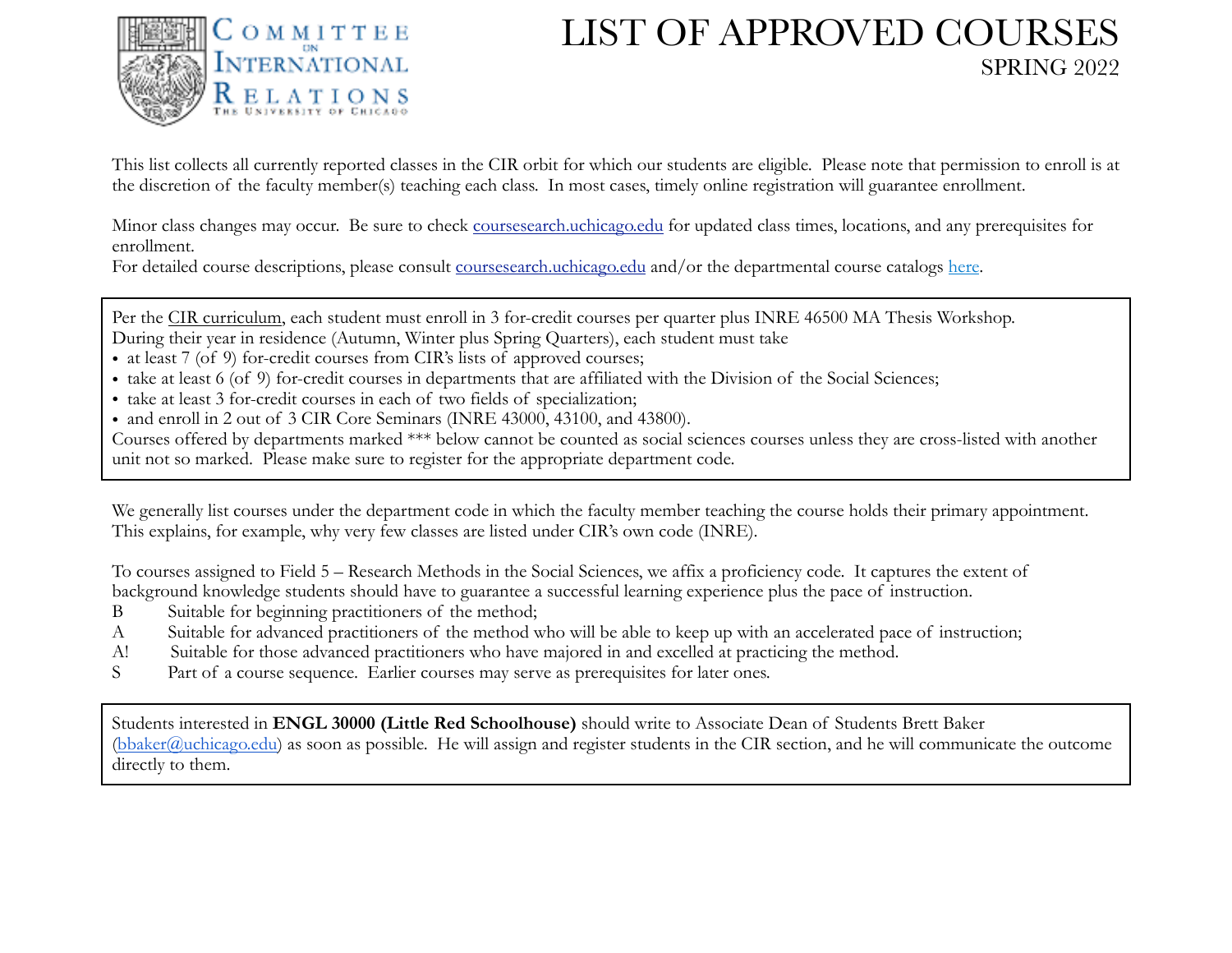Committee on International Relations
The University of Chicago

# LIST OF APPROVED COURSES

## SPRING 2022

This list collects all currently reported classes in the CIR orbit for which our students are eligible. Please note that permission to enroll is at the discretion of the faculty member(s) teaching each class. In most cases, timely online registration will guarantee enrollment.

Minor class changes may occur. Be sure to check coursesearch.uchicago.edu for updated class times, locations, and any prerequisites for enrollment.
For detailed course descriptions, please consult coursesearch.uchicago.edu and/or the departmental course catalogs here.

Per the CIR curriculum, each student must enroll in 3 for-credit courses per quarter plus INRE 46500 MA Thesis Workshop.
During their year in residence (Autumn, Winter plus Spring Quarters), each student must take

- at least 7 (of 9) for-credit courses from CIR's lists of approved courses;
- take at least 6 (of 9) for-credit courses in departments that are affiliated with the Division of the Social Sciences;
- take at least 3 for-credit courses in each of two fields of specialization;
- and enroll in 2 out of 3 CIR Core Seminars (INRE 43000, 43100, and 43800).

Courses offered by departments marked *** below cannot be counted as social sciences courses unless they are cross-listed with another unit not so marked. Please make sure to register for the appropriate department code.

We generally list courses under the department code in which the faculty member teaching the course holds their primary appointment. This explains, for example, why very few classes are listed under CIR's own code (INRE).

To courses assigned to Field 5 – Research Methods in the Social Sciences, we affix a proficiency code. It captures the extent of background knowledge students should have to guarantee a successful learning experience plus the pace of instruction.

- B — Suitable for beginning practitioners of the method;
- A — Suitable for advanced practitioners of the method who will be able to keep up with an accelerated pace of instruction;
- A! — Suitable for those advanced practitioners who have majored in and excelled at practicing the method.
- S — Part of a course sequence. Earlier courses may serve as prerequisites for later ones.

Students interested in **ENGL 30000 (Little Red Schoolhouse)** should write to Associate Dean of Students Brett Baker (bbaker@uchicago.edu) as soon as possible. He will assign and register students in the CIR section, and he will communicate the outcome directly to them.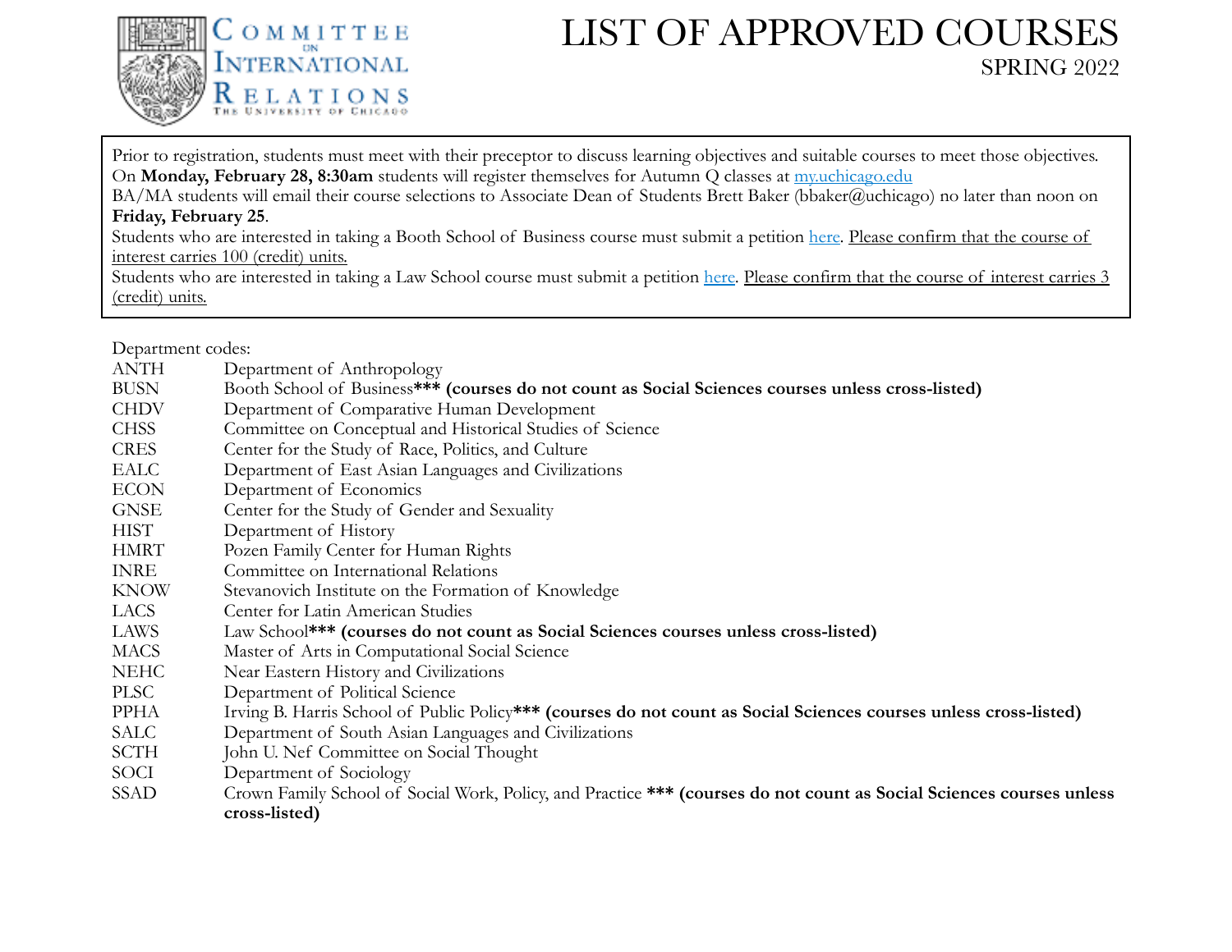# LIST OF APPROVED COURSES

## SPRING 2022

Prior to registration, students must meet with their preceptor to discuss learning objectives and suitable courses to meet those objectives. On **Monday, February 28, 8:30am** students will register themselves for Autumn Q classes at [my.uchicago.edu](my.uchicago.edu)
BA/MA students will email their course selections to Associate Dean of Students Brett Baker (bbaker@uchicago) no later than noon on **Friday, February 25**.
Students who are interested in taking a Booth School of Business course must submit a petition here. Please confirm that the course of interest carries 100 (credit) units.
Students who are interested in taking a Law School course must submit a petition here. Please confirm that the course of interest carries 3 (credit) units.

Department codes:

| | |
|---|---|
| ANTH | Department of Anthropology |
| BUSN | Booth School of Business*** **(courses do not count as Social Sciences courses unless cross-listed)** |
| CHDV | Department of Comparative Human Development |
| CHSS | Committee on Conceptual and Historical Studies of Science |
| CRES | Center for the Study of Race, Politics, and Culture |
| EALC | Department of East Asian Languages and Civilizations |
| ECON | Department of Economics |
| GNSE | Center for the Study of Gender and Sexuality |
| HIST | Department of History |
| HMRT | Pozen Family Center for Human Rights |
| INRE | Committee on International Relations |
| KNOW | Stevanovich Institute on the Formation of Knowledge |
| LACS | Center for Latin American Studies |
| LAWS | Law School*** **(courses do not count as Social Sciences courses unless cross-listed)** |
| MACS | Master of Arts in Computational Social Science |
| NEHC | Near Eastern History and Civilizations |
| PLSC | Department of Political Science |
| PPHA | Irving B. Harris School of Public Policy*** **(courses do not count as Social Sciences courses unless cross-listed)** |
| SALC | Department of South Asian Languages and Civilizations |
| SCTH | John U. Nef Committee on Social Thought |
| SOCI | Department of Sociology |
| SSAD | Crown Family School of Social Work, Policy, and Practice *** **(courses do not count as Social Sciences courses unless cross-listed)** |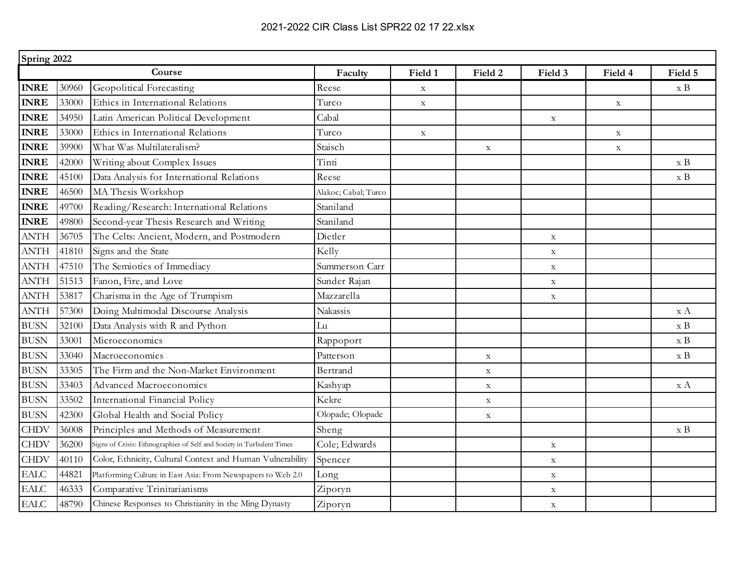2021-2022 CIR Class List SPR22 02 17 22.xlsx

| Spring 2022 | | | | | | | | |
|---|---|---|---|---|---|---|---|---|
| Course | | | Faculty | Field 1 | Field 2 | Field 3 | Field 4 | Field 5 |
| **INRE** | 30960 | Geopolitical Forecasting | Reese | x | | | | x B |
| **INRE** | 33000 | Ethics in International Relations | Turco | x | | | x | |
| **INRE** | 34950 | Latin American Political Development | Cabal | | | x | | |
| **INRE** | 33000 | Ethics in International Relations | Turco | x | | | x | |
| **INRE** | 39900 | What Was Multilateralism? | Staisch | | x | | x | |
| **INRE** | 42000 | Writing about Complex Issues | Tinti | | | | | x B |
| **INRE** | 45100 | Data Analysis for International Relations | Reese | | | | | x B |
| **INRE** | 46500 | MA Thesis Workshop | Alakoc; Cabal; Turco | | | | | |
| **INRE** | 49700 | Reading/Research: International Relations | Staniland | | | | | |
| **INRE** | 49800 | Second-year Thesis Research and Writing | Staniland | | | | | |
| ANTH | 36705 | The Celts: Ancient, Modern, and Postmodern | Dietler | | | x | | |
| ANTH | 41810 | Signs and the State | Kelly | | | x | | |
| ANTH | 47510 | The Semiotics of Immediacy | Summerson Carr | | | x | | |
| ANTH | 51513 | Fanon, Fire, and Love | Sunder Rajan | | | x | | |
| ANTH | 53817 | Charisma in the Age of Trumpism | Mazzarella | | | x | | |
| ANTH | 57300 | Doing Multimodal Discourse Analysis | Nakassis | | | | | x A |
| BUSN | 32100 | Data Analysis with R and Python | Lu | | | | | x B |
| BUSN | 33001 | Microeconomics | Rappoport | | | | | x B |
| BUSN | 33040 | Macroeconomics | Patterson | | x | | | x B |
| BUSN | 33305 | The Firm and the Non-Market Environment | Bertrand | | x | | | |
| BUSN | 33403 | Advanced Macroeconomics | Kashyap | | x | | | x A |
| BUSN | 33502 | International Financial Policy | Kekre | | x | | | |
| BUSN | 42300 | Global Health and Social Policy | Olopade; Olopade | | x | | | |
| CHDV | 36008 | Principles and Methods of Measurement | Sheng | | | | | x B |
| CHDV | 36200 | Signs of Crisis: Ethnographies of Self and Society in Turbulent Times | Cole; Edwards | | | x | | |
| CHDV | 40110 | Color, Ethnicity, Cultural Context and Human Vulnerability | Spencer | | | x | | |
| EALC | 44821 | Platforming Culture in East Asia: From Newspapers to Web 2.0 | Long | | | x | | |
| EALC | 46333 | Comparative Trinitarianisms | Ziporyn | | | x | | |
| EALC | 48790 | Chinese Responses to Christianity in the Ming Dynasty | Ziporyn | | | x | | |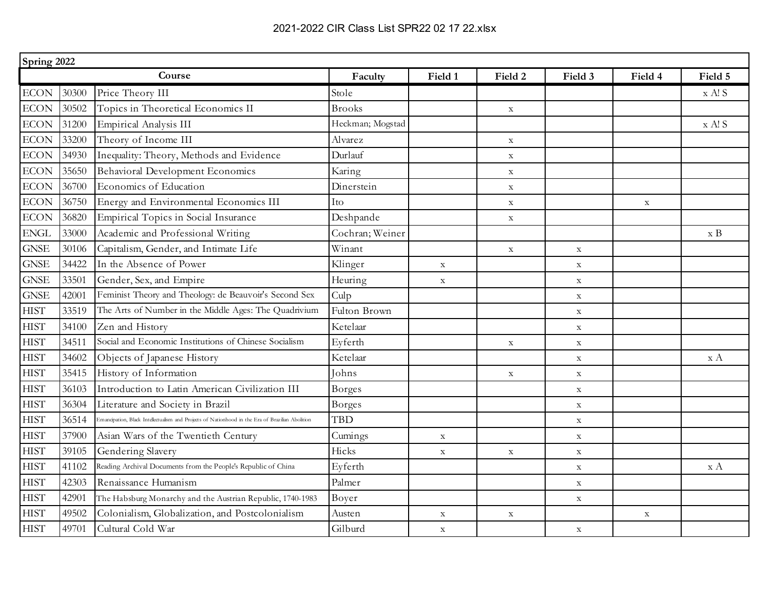2021-2022 CIR Class List SPR22 02 17 22.xlsx

| Spring 2022 | | | | | | | | |
|---|---|---|---|---|---|---|---|---|
| Course | | | Faculty | Field 1 | Field 2 | Field 3 | Field 4 | Field 5 |
| ECON | 30300 | Price Theory III | Stole | | | | | x A! S |
| ECON | 30502 | Topics in Theoretical Economics II | Brooks | | x | | | |
| ECON | 31200 | Empirical Analysis III | Heckman; Mogstad | | | | | x A! S |
| ECON | 33200 | Theory of Income III | Alvarez | | x | | | |
| ECON | 34930 | Inequality: Theory, Methods and Evidence | Durlauf | | x | | | |
| ECON | 35650 | Behavioral Development Economics | Karing | | x | | | |
| ECON | 36700 | Economics of Education | Dinerstein | | x | | | |
| ECON | 36750 | Energy and Environmental Economics III | Ito | | x | | x | |
| ECON | 36820 | Empirical Topics in Social Insurance | Deshpande | | x | | | |
| ENGL | 33000 | Academic and Professional Writing | Cochran; Weiner | | | | | x B |
| GNSE | 30106 | Capitalism, Gender, and Intimate Life | Winant | | x | x | | |
| GNSE | 34422 | In the Absence of Power | Klinger | x | | x | | |
| GNSE | 33501 | Gender, Sex, and Empire | Heuring | x | | x | | |
| GNSE | 42001 | Feminist Theory and Theology: de Beauvoir's Second Sex | Culp | | | x | | |
| HIST | 33519 | The Arts of Number in the Middle Ages: The Quadrivium | Fulton Brown | | | x | | |
| HIST | 34100 | Zen and History | Ketelaar | | | x | | |
| HIST | 34511 | Social and Economic Institutions of Chinese Socialism | Eyferth | | x | x | | |
| HIST | 34602 | Objects of Japanese History | Ketelaar | | | x | | x A |
| HIST | 35415 | History of Information | Johns | | x | x | | |
| HIST | 36103 | Introduction to Latin American Civilization III | Borges | | | x | | |
| HIST | 36304 | Literature and Society in Brazil | Borges | | | x | | |
| HIST | 36514 | Emancipation, Black Intellectualism and Projects of Nationhood in the Era of Brazilian Abolition | TBD | | | x | | |
| HIST | 37900 | Asian Wars of the Twentieth Century | Cumings | x | | x | | |
| HIST | 39105 | Gendering Slavery | Hicks | x | x | x | | |
| HIST | 41102 | Reading Archival Documents from the People's Republic of China | Eyferth | | | x | | x A |
| HIST | 42303 | Renaissance Humanism | Palmer | | | x | | |
| HIST | 42901 | The Habsburg Monarchy and the Austrian Republic, 1740-1983 | Boyer | | | x | | |
| HIST | 49502 | Colonialism, Globalization, and Postcolonialism | Austen | x | x | | x | |
| HIST | 49701 | Cultural Cold War | Gilburd | x | | x | | |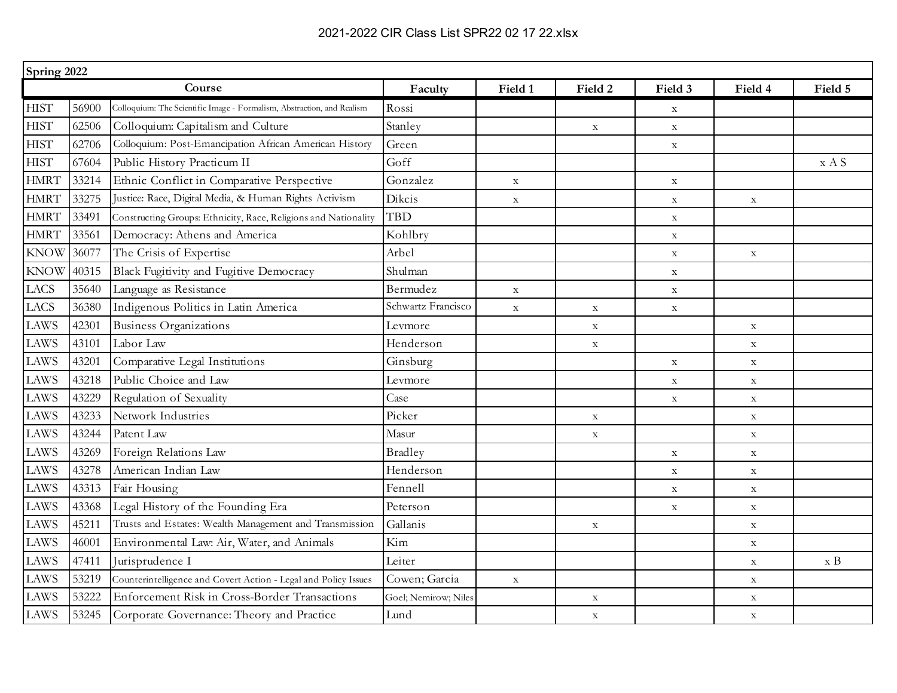| Spring 2022 | | | | | | | | |
|---|---|---|---|---|---|---|---|---|
| Course | | | Faculty | Field 1 | Field 2 | Field 3 | Field 4 | Field 5 |
| HIST | 56900 | Colloquium: The Scientific Image - Formalism, Abstraction, and Realism | Rossi | | | x | | |
| HIST | 62506 | Colloquium: Capitalism and Culture | Stanley | | x | x | | |
| HIST | 62706 | Colloquium: Post-Emancipation African American History | Green | | | x | | |
| HIST | 67604 | Public History Practicum II | Goff | | | | | x A S |
| HMRT | 33214 | Ethnic Conflict in Comparative Perspective | Gonzalez | x | | x | | |
| HMRT | 33275 | Justice: Race, Digital Media, & Human Rights Activism | Dikcis | x | | x | x | |
| HMRT | 33491 | Constructing Groups: Ethnicity, Race, Religions and Nationality | TBD | | | x | | |
| HMRT | 33561 | Democracy: Athens and America | Kohlbry | | | x | | |
| KNOW | 36077 | The Crisis of Expertise | Arbel | | | x | x | |
| KNOW | 40315 | Black Fugitivity and Fugitive Democracy | Shulman | | | x | | |
| LACS | 35640 | Language as Resistance | Bermudez | x | | x | | |
| LACS | 36380 | Indigenous Politics in Latin America | Schwartz Francisco | x | x | x | | |
| LAWS | 42301 | Business Organizations | Levmore | | x | | x | |
| LAWS | 43101 | Labor Law | Henderson | | x | | x | |
| LAWS | 43201 | Comparative Legal Institutions | Ginsburg | | | x | x | |
| LAWS | 43218 | Public Choice and Law | Levmore | | | x | x | |
| LAWS | 43229 | Regulation of Sexuality | Case | | | x | x | |
| LAWS | 43233 | Network Industries | Picker | | x | | x | |
| LAWS | 43244 | Patent Law | Masur | | x | | x | |
| LAWS | 43269 | Foreign Relations Law | Bradley | | | x | x | |
| LAWS | 43278 | American Indian Law | Henderson | | | x | x | |
| LAWS | 43313 | Fair Housing | Fennell | | | x | x | |
| LAWS | 43368 | Legal History of the Founding Era | Peterson | | | x | x | |
| LAWS | 45211 | Trusts and Estates: Wealth Management and Transmission | Gallanis | | x | | x | |
| LAWS | 46001 | Environmental Law: Air, Water, and Animals | Kim | | | | x | |
| LAWS | 47411 | Jurisprudence I | Leiter | | | | x | x B |
| LAWS | 53219 | Counterintelligence and Covert Action - Legal and Policy Issues | Cowen; Garcia | x | | | x | |
| LAWS | 53222 | Enforcement Risk in Cross-Border Transactions | Goel; Nemirow; Niles | | x | | x | |
| LAWS | 53245 | Corporate Governance: Theory and Practice | Lund | | x | | x | |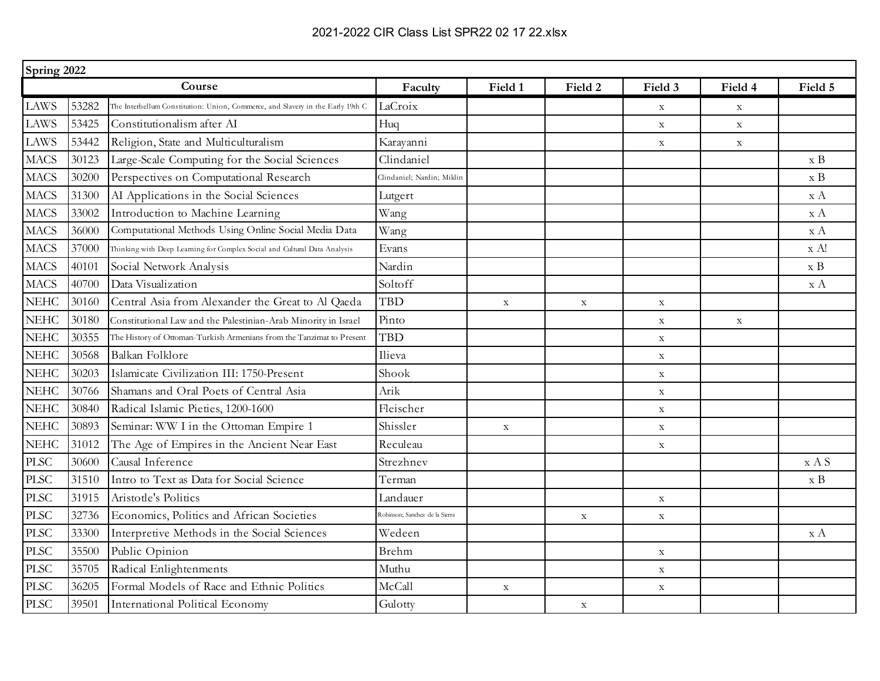2021-2022 CIR Class List SPR22 02 17 22.xlsx

| Spring 2022 | | | | | | | | |
|---|---|---|---|---|---|---|---|---|
| Course | | | Faculty | Field 1 | Field 2 | Field 3 | Field 4 | Field 5 |
| LAWS | 53282 | The Interbellum Constitution: Union, Commerce, and Slavery in the Early 19th C | LaCroix | | | x | x | |
| LAWS | 53425 | Constitutionalism after AI | Huq | | | x | x | |
| LAWS | 53442 | Religion, State and Multiculturalism | Karayanni | | | x | x | |
| MACS | 30123 | Large-Scale Computing for the Social Sciences | Clindaniel | | | | | x B |
| MACS | 30200 | Perspectives on Computational Research | Clindaniel; Nardin; Miklin | | | | | x B |
| MACS | 31300 | AI Applications in the Social Sciences | Lutgert | | | | | x A |
| MACS | 33002 | Introduction to Machine Learning | Wang | | | | | x A |
| MACS | 36000 | Computational Methods Using Online Social Media Data | Wang | | | | | x A |
| MACS | 37000 | Thinking with Deep Learning for Complex Social and Cultural Data Analysis | Evans | | | | | x A! |
| MACS | 40101 | Social Network Analysis | Nardin | | | | | x B |
| MACS | 40700 | Data Visualization | Soltoff | | | | | x A |
| NEHC | 30160 | Central Asia from Alexander the Great to Al Qaeda | TBD | x | x | x | | |
| NEHC | 30180 | Constitutional Law and the Palestinian-Arab Minority in Israel | Pinto | | | x | x | |
| NEHC | 30355 | The History of Ottoman-Turkish Armenians from the Tanzimat to Present | TBD | | | x | | |
| NEHC | 30568 | Balkan Folklore | Ilieva | | | x | | |
| NEHC | 30203 | Islamicate Civilization III: 1750-Present | Shook | | | x | | |
| NEHC | 30766 | Shamans and Oral Poets of Central Asia | Arik | | | x | | |
| NEHC | 30840 | Radical Islamic Pieties, 1200-1600 | Fleischer | | | x | | |
| NEHC | 30893 | Seminar: WW I in the Ottoman Empire 1 | Shissler | x | | x | | |
| NEHC | 31012 | The Age of Empires in the Ancient Near East | Reculeau | | | x | | |
| PLSC | 30600 | Causal Inference | Strezhnev | | | | | x A S |
| PLSC | 31510 | Intro to Text as Data for Social Science | Terman | | | | | x B |
| PLSC | 31915 | Aristotle's Politics | Landauer | | | x | | |
| PLSC | 32736 | Economics, Politics and African Societies | Robinson; Sanchez de la Sierra | | x | x | | |
| PLSC | 33300 | Interpretive Methods in the Social Sciences | Wedeen | | | | | x A |
| PLSC | 35500 | Public Opinion | Brehm | | | x | | |
| PLSC | 35705 | Radical Enlightenments | Muthu | | | x | | |
| PLSC | 36205 | Formal Models of Race and Ethnic Politics | McCall | x | | x | | |
| PLSC | 39501 | International Political Economy | Gulotty | | x | | | |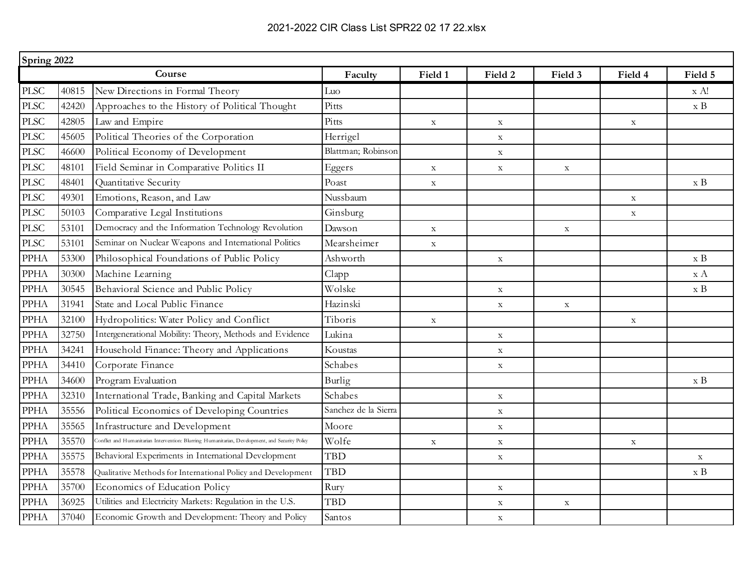2021-2022 CIR Class List SPR22 02 17 22.xlsx

| Spring 2022 | | | | | | | | |
|---|---|---|---|---|---|---|---|---|
| Course | | | Faculty | Field 1 | Field 2 | Field 3 | Field 4 | Field 5 |
| PLSC | 40815 | New Directions in Formal Theory | Luo | | | | | x A! |
| PLSC | 42420 | Approaches to the History of Political Thought | Pitts | | | | | x B |
| PLSC | 42805 | Law and Empire | Pitts | x | x | | x | |
| PLSC | 45605 | Political Theories of the Corporation | Herrigel | | x | | | |
| PLSC | 46600 | Political Economy of Development | Blattman; Robinson | | x | | | |
| PLSC | 48101 | Field Seminar in Comparative Politics II | Eggers | x | x | x | | |
| PLSC | 48401 | Quantitative Security | Poast | x | | | | x B |
| PLSC | 49301 | Emotions, Reason, and Law | Nussbaum | | | | x | |
| PLSC | 50103 | Comparative Legal Institutions | Ginsburg | | | | x | |
| PLSC | 53101 | Democracy and the Information Technology Revolution | Dawson | x | | x | | |
| PLSC | 53101 | Seminar on Nuclear Weapons and International Politics | Mearsheimer | x | | | | |
| PPHA | 53300 | Philosophical Foundations of Public Policy | Ashworth | | x | | | x B |
| PPHA | 30300 | Machine Learning | Clapp | | | | | x A |
| PPHA | 30545 | Behavioral Science and Public Policy | Wolske | | x | | | x B |
| PPHA | 31941 | State and Local Public Finance | Hazinski | | x | x | | |
| PPHA | 32100 | Hydropolitics: Water Policy and Conflict | Tiboris | x | | | x | |
| PPHA | 32750 | Intergenerational Mobility: Theory, Methods and Evidence | Lukina | | x | | | |
| PPHA | 34241 | Household Finance: Theory and Applications | Koustas | | x | | | |
| PPHA | 34410 | Corporate Finance | Schabes | | x | | | |
| PPHA | 34600 | Program Evaluation | Burlig | | | | | x B |
| PPHA | 32310 | International Trade, Banking and Capital Markets | Schabes | | x | | | |
| PPHA | 35556 | Political Economics of Developing Countries | Sanchez de la Sierra | | x | | | |
| PPHA | 35565 | Infrastructure and Development | Moore | | x | | | |
| PPHA | 35570 | Conflict and Humanitarian Intervention: Blurring Humanitarian, Development, and Security Policy | Wolfe | x | x | | x | |
| PPHA | 35575 | Behavioral Experiments in International Development | TBD | | x | | | x |
| PPHA | 35578 | Qualitative Methods for International Policy and Development | TBD | | | | | x B |
| PPHA | 35700 | Economics of Education Policy | Rury | | x | | | |
| PPHA | 36925 | Utilities and Electricity Markets: Regulation in the U.S. | TBD | | x | x | | |
| PPHA | 37040 | Economic Growth and Development: Theory and Policy | Santos | | x | | | |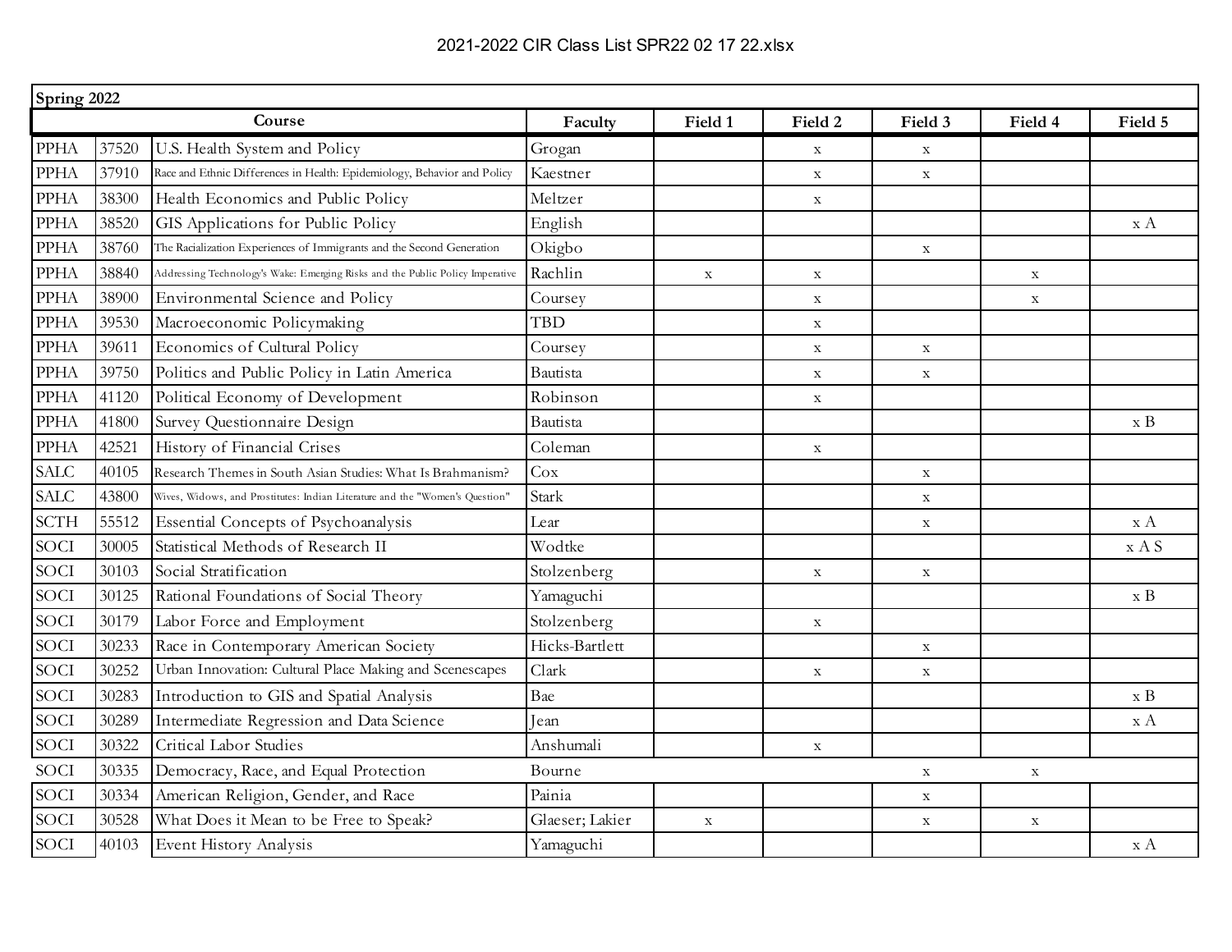## Spring 2022

| Course | | | Faculty | Field 1 | Field 2 | Field 3 | Field 4 | Field 5 |
|---|---|---|---|---|---|---|---|---|
| PPHA | 37520 | U.S. Health System and Policy | Grogan | | x | x | | |
| PPHA | 37910 | Race and Ethnic Differences in Health: Epidemiology, Behavior and Policy | Kaestner | | x | x | | |
| PPHA | 38300 | Health Economics and Public Policy | Meltzer | | x | | | |
| PPHA | 38520 | GIS Applications for Public Policy | English | | | | | x A |
| PPHA | 38760 | The Racialization Experiences of Immigrants and the Second Generation | Okigbo | | | x | | |
| PPHA | 38840 | Addressing Technology's Wake: Emerging Risks and the Public Policy Imperative | Rachlin | x | x | | x | |
| PPHA | 38900 | Environmental Science and Policy | Coursey | | x | | x | |
| PPHA | 39530 | Macroeconomic Policymaking | TBD | | x | | | |
| PPHA | 39611 | Economics of Cultural Policy | Coursey | | x | x | | |
| PPHA | 39750 | Politics and Public Policy in Latin America | Bautista | | x | x | | |
| PPHA | 41120 | Political Economy of Development | Robinson | | x | | | |
| PPHA | 41800 | Survey Questionnaire Design | Bautista | | | | | x B |
| PPHA | 42521 | History of Financial Crises | Coleman | | x | | | |
| SALC | 40105 | Research Themes in South Asian Studies: What Is Brahmanism? | Cox | | | x | | |
| SALC | 43800 | Wives, Widows, and Prostitutes: Indian Literature and the "Women's Question" | Stark | | | x | | |
| SCTH | 55512 | Essential Concepts of Psychoanalysis | Lear | | | x | | x A |
| SOCI | 30005 | Statistical Methods of Research II | Wodtke | | | | | x A S |
| SOCI | 30103 | Social Stratification | Stolzenberg | | x | x | | |
| SOCI | 30125 | Rational Foundations of Social Theory | Yamaguchi | | | | | x B |
| SOCI | 30179 | Labor Force and Employment | Stolzenberg | | x | | | |
| SOCI | 30233 | Race in Contemporary American Society | Hicks-Bartlett | | | x | | |
| SOCI | 30252 | Urban Innovation: Cultural Place Making and Scenescapes | Clark | | x | x | | |
| SOCI | 30283 | Introduction to GIS and Spatial Analysis | Bae | | | | | x B |
| SOCI | 30289 | Intermediate Regression and Data Science | Jean | | | | | x A |
| SOCI | 30322 | Critical Labor Studies | Anshumali | | x | | | |
| SOCI | 30335 | Democracy, Race, and Equal Protection | Bourne | | | x | x | |
| SOCI | 30334 | American Religion, Gender, and Race | Painia | | | x | | |
| SOCI | 30528 | What Does it Mean to be Free to Speak? | Glaeser; Lakier | x | | x | x | |
| SOCI | 40103 | Event History Analysis | Yamaguchi | | | | | x A |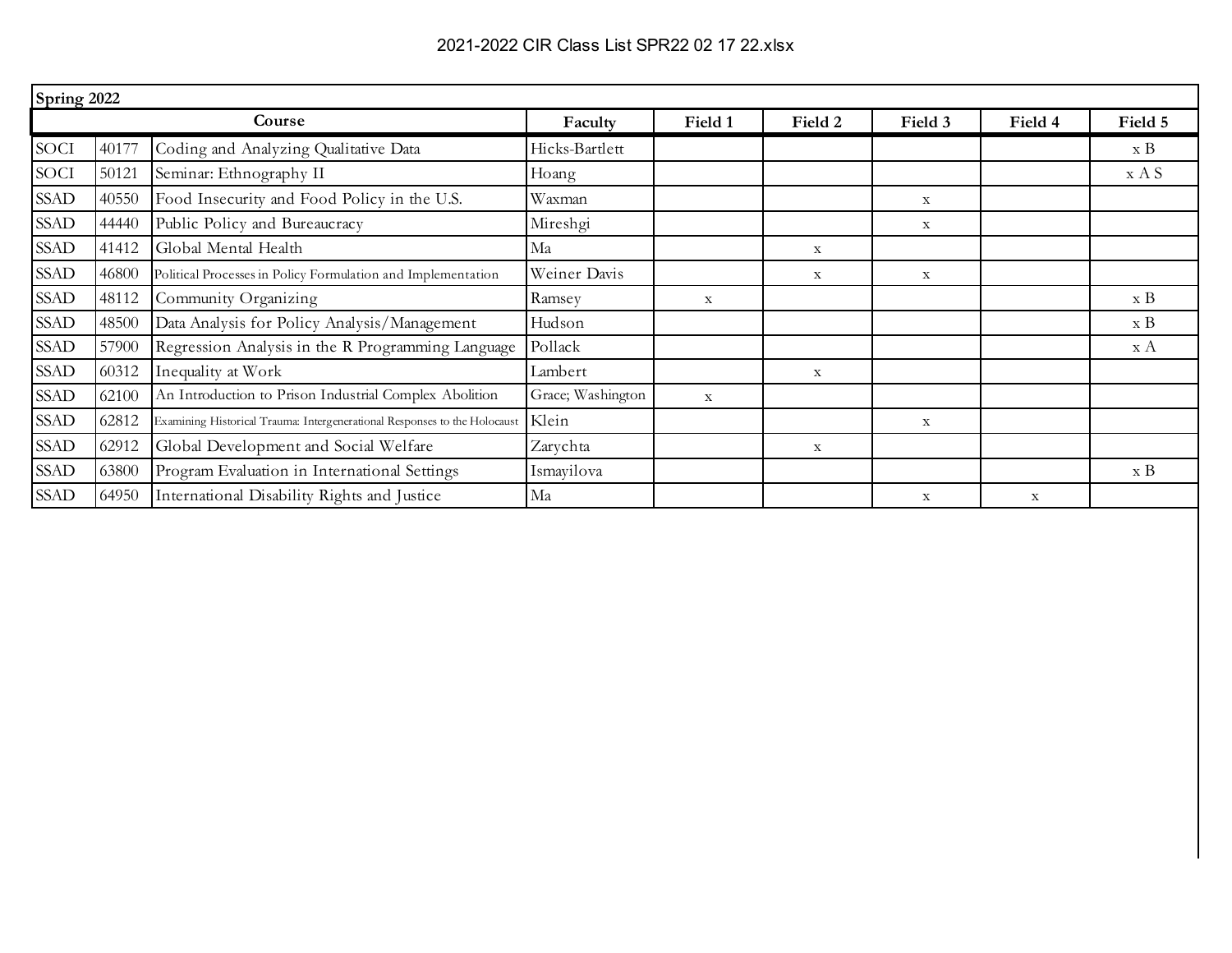2021-2022 CIR Class List SPR22 02 17 22.xlsx

**Spring 2022**

| Course | | | Faculty | Field 1 | Field 2 | Field 3 | Field 4 | Field 5 |
|---|---|---|---|---|---|---|---|---|
| SOCI | 40177 | Coding and Analyzing Qualitative Data | Hicks-Bartlett | | | | | x B |
| SOCI | 50121 | Seminar: Ethnography II | Hoang | | | | | x A S |
| SSAD | 40550 | Food Insecurity and Food Policy in the U.S. | Waxman | | | x | | |
| SSAD | 44440 | Public Policy and Bureaucracy | Mireshgi | | | x | | |
| SSAD | 41412 | Global Mental Health | Ma | | x | | | |
| SSAD | 46800 | Political Processes in Policy Formulation and Implementation | Weiner Davis | | x | x | | |
| SSAD | 48112 | Community Organizing | Ramsey | x | | | | x B |
| SSAD | 48500 | Data Analysis for Policy Analysis/Management | Hudson | | | | | x B |
| SSAD | 57900 | Regression Analysis in the R Programming Language | Pollack | | | | | x A |
| SSAD | 60312 | Inequality at Work | Lambert | | x | | | |
| SSAD | 62100 | An Introduction to Prison Industrial Complex Abolition | Grace; Washington | x | | | | |
| SSAD | 62812 | Examining Historical Trauma: Intergenerational Responses to the Holocaust | Klein | | | x | | |
| SSAD | 62912 | Global Development and Social Welfare | Zarychta | | x | | | |
| SSAD | 63800 | Program Evaluation in International Settings | Ismayilova | | | | | x B |
| SSAD | 64950 | International Disability Rights and Justice | Ma | | | x | x | |